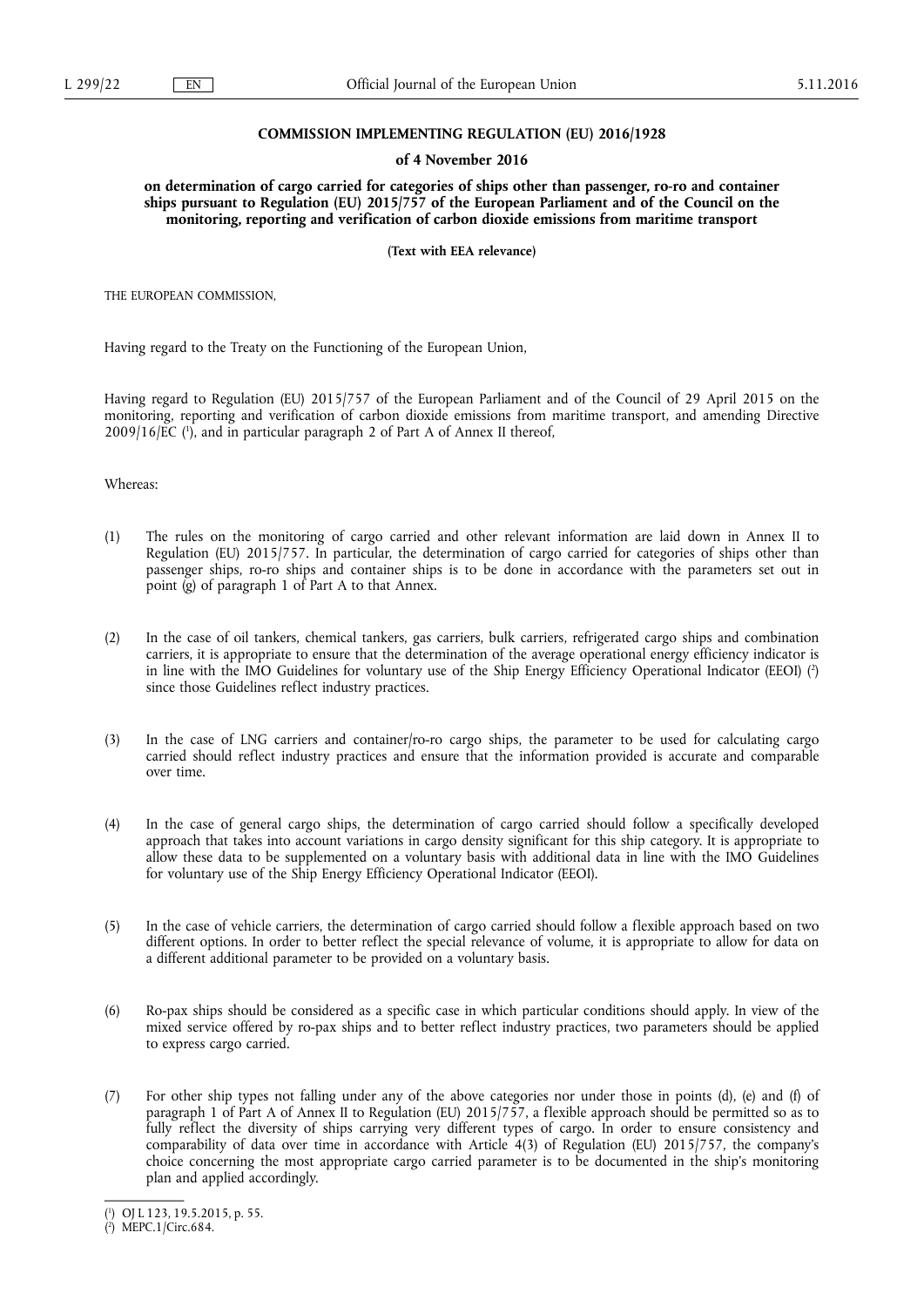**COMMISSION IMPLEMENTING REGULATION (EU) 2016/1928**

**of 4 November 2016**

**on determination of cargo carried for categories of ships other than passenger, ro-ro and container ships pursuant to Regulation (EU) 2015/757 of the European Parliament and of the Council on the monitoring, reporting and verification of carbon dioxide emissions from maritime transport**

**(Text with EEA relevance)**

THE EUROPEAN COMMISSION,

Having regard to the Treaty on the Functioning of the European Union,

Having regard to Regulation (EU) 2015/757 of the European Parliament and of the Council of 29 April 2015 on the monitoring, reporting and verification of carbon dioxide emissions from maritime transport, and amending Directive 2009/16/EC [1], and in particular paragraph 2 of Part A of Annex II thereof,

Whereas:

(1) The rules on the monitoring of cargo carried and other relevant information are laid down in Annex II to Regulation (EU) 2015/757. In particular, the determination of cargo carried for categories of ships other than passenger ships, ro-ro ships and container ships is to be done in accordance with the parameters set out in point (g) of paragraph 1 of Part A to that Annex.

(2) In the case of oil tankers, chemical tankers, gas carriers, bulk carriers, refrigerated cargo ships and combination carriers, it is appropriate to ensure that the determination of the average operational energy efficiency indicator is in line with the IMO Guidelines for voluntary use of the Ship Energy Efficiency Operational Indicator (EEOI) [2] since those Guidelines reflect industry practices.

(3) In the case of LNG carriers and container/ro-ro cargo ships, the parameter to be used for calculating cargo carried should reflect industry practices and ensure that the information provided is accurate and comparable over time.

(4) In the case of general cargo ships, the determination of cargo carried should follow a specifically developed approach that takes into account variations in cargo density significant for this ship category. It is appropriate to allow these data to be supplemented on a voluntary basis with additional data in line with the IMO Guidelines for voluntary use of the Ship Energy Efficiency Operational Indicator (EEOI).

(5) In the case of vehicle carriers, the determination of cargo carried should follow a flexible approach based on two different options. In order to better reflect the special relevance of volume, it is appropriate to allow for data on a different additional parameter to be provided on a voluntary basis.

(6) Ro-pax ships should be considered as a specific case in which particular conditions should apply. In view of the mixed service offered by ro-pax ships and to better reflect industry practices, two parameters should be applied to express cargo carried.

(7) For other ship types not falling under any of the above categories nor under those in points (d), (e) and (f) of paragraph 1 of Part A of Annex II to Regulation (EU) 2015/757, a flexible approach should be permitted so as to fully reflect the diversity of ships carrying very different types of cargo. In order to ensure consistency and comparability of data over time in accordance with Article 4(3) of Regulation (EU) 2015/757, the company's choice concerning the most appropriate cargo carried parameter is to be documented in the ship's monitoring plan and applied accordingly.

---

[1] OJ L 123, 19.5.2015, p. 55.

[2] MEPC.1/Circ.684.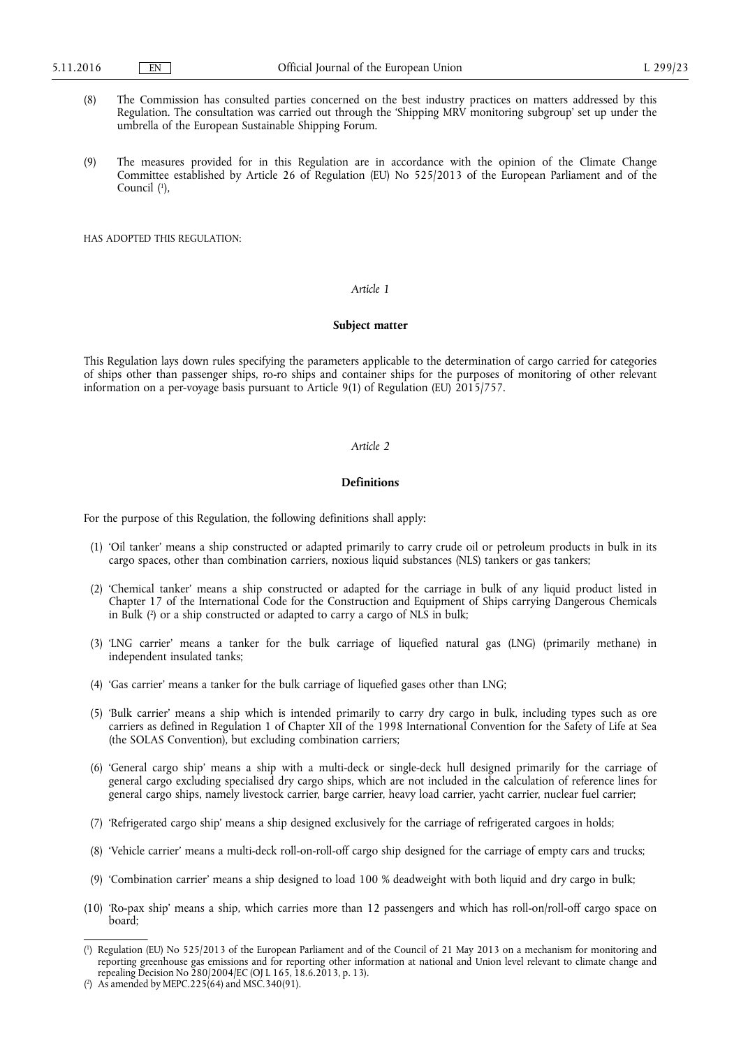(8) The Commission has consulted parties concerned on the best industry practices on matters addressed by this Regulation. The consultation was carried out through the 'Shipping MRV monitoring subgroup' set up under the umbrella of the European Sustainable Shipping Forum.

(9) The measures provided for in this Regulation are in accordance with the opinion of the Climate Change Committee established by Article 26 of Regulation (EU) No 525/2013 of the European Parliament and of the Council [1],

HAS ADOPTED THIS REGULATION:

*Article 1*

**Subject matter**

This Regulation lays down rules specifying the parameters applicable to the determination of cargo carried for categories of ships other than passenger ships, ro-ro ships and container ships for the purposes of monitoring of other relevant information on a per-voyage basis pursuant to Article 9(1) of Regulation (EU) 2015/757.

*Article 2*

**Definitions**

For the purpose of this Regulation, the following definitions shall apply:

(1) 'Oil tanker' means a ship constructed or adapted primarily to carry crude oil or petroleum products in bulk in its cargo spaces, other than combination carriers, noxious liquid substances (NLS) tankers or gas tankers;

(2) 'Chemical tanker' means a ship constructed or adapted for the carriage in bulk of any liquid product listed in Chapter 17 of the International Code for the Construction and Equipment of Ships carrying Dangerous Chemicals in Bulk [2] or a ship constructed or adapted to carry a cargo of NLS in bulk;

(3) 'LNG carrier' means a tanker for the bulk carriage of liquefied natural gas (LNG) (primarily methane) in independent insulated tanks;

(4) 'Gas carrier' means a tanker for the bulk carriage of liquefied gases other than LNG;

(5) 'Bulk carrier' means a ship which is intended primarily to carry dry cargo in bulk, including types such as ore carriers as defined in Regulation 1 of Chapter XII of the 1998 International Convention for the Safety of Life at Sea (the SOLAS Convention), but excluding combination carriers;

(6) 'General cargo ship' means a ship with a multi-deck or single-deck hull designed primarily for the carriage of general cargo excluding specialised dry cargo ships, which are not included in the calculation of reference lines for general cargo ships, namely livestock carrier, barge carrier, heavy load carrier, yacht carrier, nuclear fuel carrier;

(7) 'Refrigerated cargo ship' means a ship designed exclusively for the carriage of refrigerated cargoes in holds;

(8) 'Vehicle carrier' means a multi-deck roll-on-roll-off cargo ship designed for the carriage of empty cars and trucks;

(9) 'Combination carrier' means a ship designed to load 100 % deadweight with both liquid and dry cargo in bulk;

(10) 'Ro-pax ship' means a ship, which carries more than 12 passengers and which has roll-on/roll-off cargo space on board;

---

[1] Regulation (EU) No 525/2013 of the European Parliament and of the Council of 21 May 2013 on a mechanism for monitoring and reporting greenhouse gas emissions and for reporting other information at national and Union level relevant to climate change and repealing Decision No 280/2004/EC (OJ L 165, 18.6.2013, p. 13).

[2] As amended by MEPC.225(64) and MSC.340(91).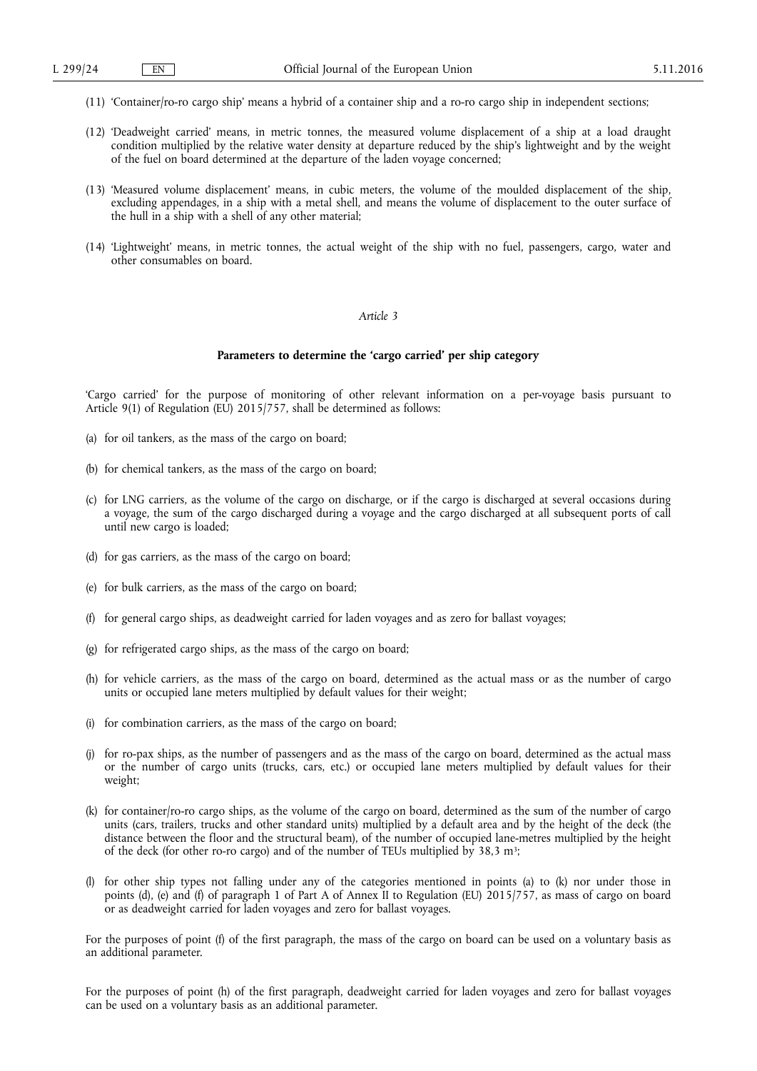(11) 'Container/ro-ro cargo ship' means a hybrid of a container ship and a ro-ro cargo ship in independent sections;

(12) 'Deadweight carried' means, in metric tonnes, the measured volume displacement of a ship at a load draught condition multiplied by the relative water density at departure reduced by the ship's lightweight and by the weight of the fuel on board determined at the departure of the laden voyage concerned;

(13) 'Measured volume displacement' means, in cubic meters, the volume of the moulded displacement of the ship, excluding appendages, in a ship with a metal shell, and means the volume of displacement to the outer surface of the hull in a ship with a shell of any other material;

(14) 'Lightweight' means, in metric tonnes, the actual weight of the ship with no fuel, passengers, cargo, water and other consumables on board.

*Article 3*

**Parameters to determine the 'cargo carried' per ship category**

'Cargo carried' for the purpose of monitoring of other relevant information on a per-voyage basis pursuant to Article 9(1) of Regulation (EU) 2015/757, shall be determined as follows:

(a) for oil tankers, as the mass of the cargo on board;

(b) for chemical tankers, as the mass of the cargo on board;

(c) for LNG carriers, as the volume of the cargo on discharge, or if the cargo is discharged at several occasions during a voyage, the sum of the cargo discharged during a voyage and the cargo discharged at all subsequent ports of call until new cargo is loaded;

(d) for gas carriers, as the mass of the cargo on board;

(e) for bulk carriers, as the mass of the cargo on board;

(f) for general cargo ships, as deadweight carried for laden voyages and as zero for ballast voyages;

(g) for refrigerated cargo ships, as the mass of the cargo on board;

(h) for vehicle carriers, as the mass of the cargo on board, determined as the actual mass or as the number of cargo units or occupied lane meters multiplied by default values for their weight;

(i) for combination carriers, as the mass of the cargo on board;

(j) for ro-pax ships, as the number of passengers and as the mass of the cargo on board, determined as the actual mass or the number of cargo units (trucks, cars, etc.) or occupied lane meters multiplied by default values for their weight;

(k) for container/ro-ro cargo ships, as the volume of the cargo on board, determined as the sum of the number of cargo units (cars, trailers, trucks and other standard units) multiplied by a default area and by the height of the deck (the distance between the floor and the structural beam), of the number of occupied lane-metres multiplied by the height of the deck (for other ro-ro cargo) and of the number of TEUs multiplied by 38,3 $m^3$;

(l) for other ship types not falling under any of the categories mentioned in points (a) to (k) nor under those in points (d), (e) and (f) of paragraph 1 of Part A of Annex II to Regulation (EU) 2015/757, as mass of cargo on board or as deadweight carried for laden voyages and zero for ballast voyages.

For the purposes of point (f) of the first paragraph, the mass of the cargo on board can be used on a voluntary basis as an additional parameter.

For the purposes of point (h) of the first paragraph, deadweight carried for laden voyages and zero for ballast voyages can be used on a voluntary basis as an additional parameter.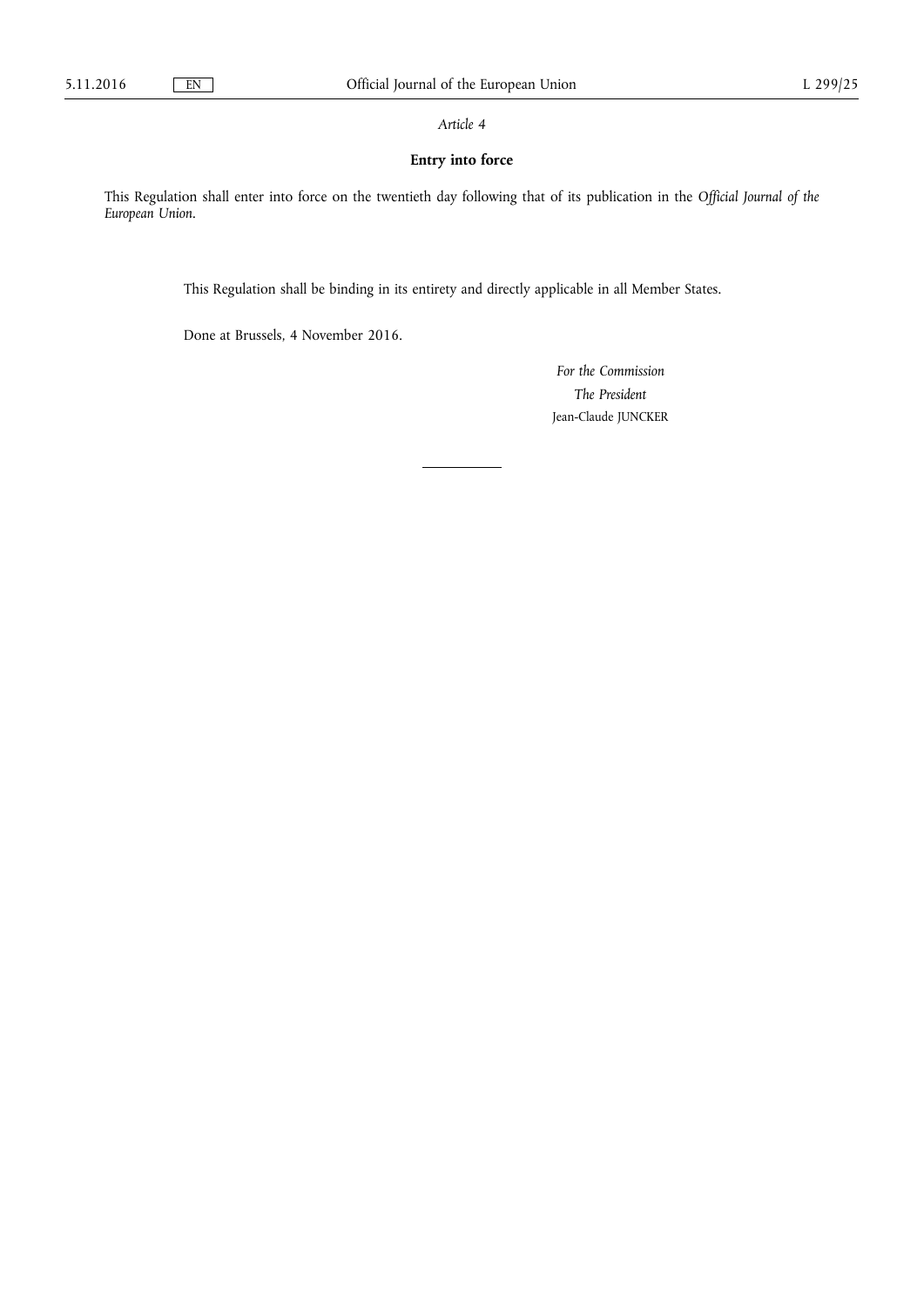*Article 4*

**Entry into force**

This Regulation shall enter into force on the twentieth day following that of its publication in the *Official Journal of the European Union*.

This Regulation shall be binding in its entirety and directly applicable in all Member States.

Done at Brussels, 4 November 2016.

*For the Commission*

*The President*

Jean-Claude JUNCKER